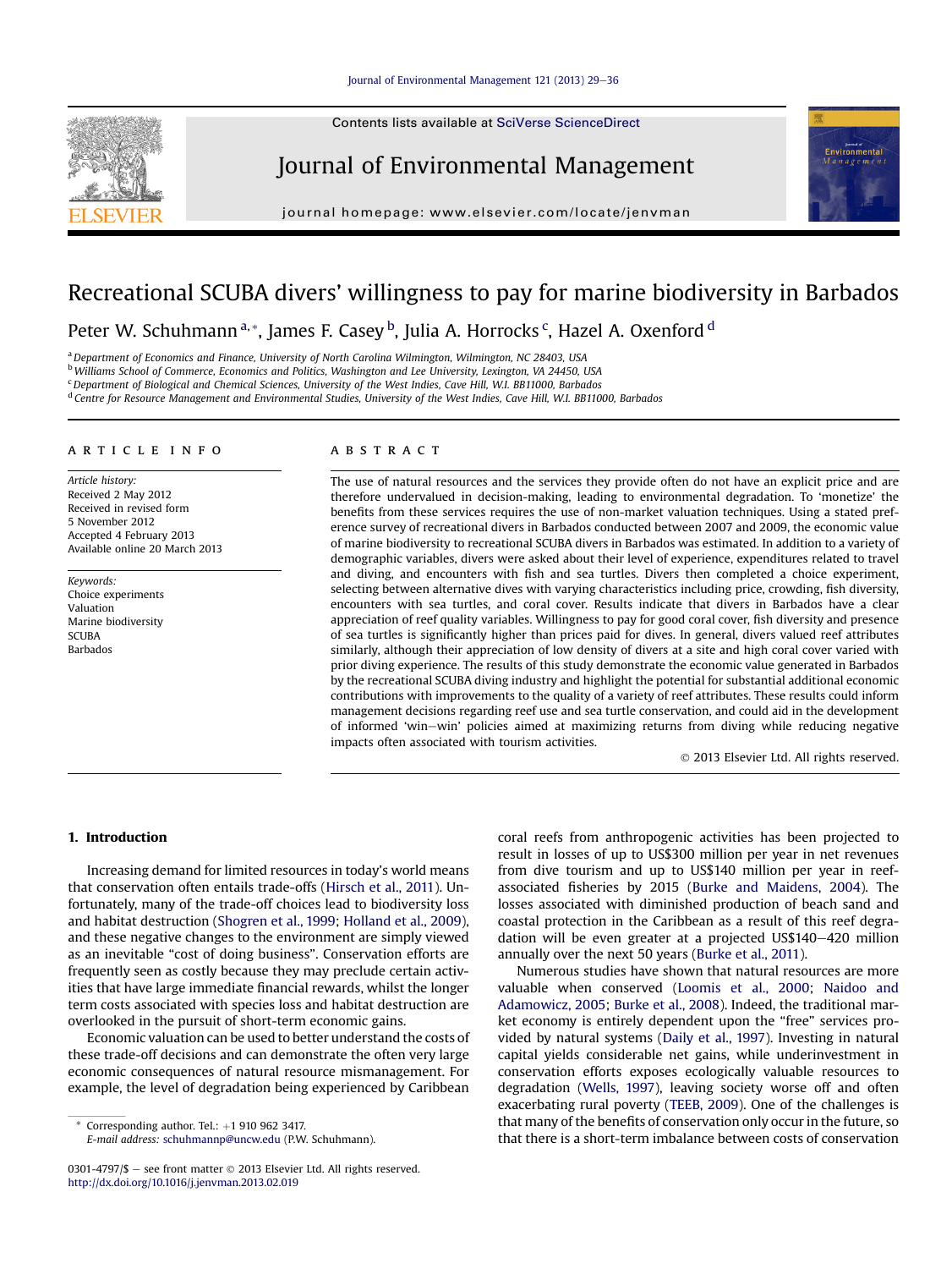# Recreational SCUBA divers' willingness to pay for marine biodiversity in Barbados

Peter W. Schuhmann[a,*], James F. Casey[b], Julia A. Horrocks[c], Hazel A. Oxenford[d]

[a] Department of Economics and Finance, University of North Carolina Wilmington, Wilmington, NC 28403, USA
[b] Williams School of Commerce, Economics and Politics, Washington and Lee University, Lexington, VA 24450, USA
[c] Department of Biological and Chemical Sciences, University of the West Indies, Cave Hill, W.I. BB11000, Barbados
[d] Centre for Resource Management and Environmental Studies, University of the West Indies, Cave Hill, W.I. BB11000, Barbados

## ARTICLE INFO

*Article history:*
Received 2 May 2012
Received in revised form
5 November 2012
Accepted 4 February 2013
Available online 20 March 2013

*Keywords:*
Choice experiments
Valuation
Marine biodiversity
SCUBA
Barbados

## ABSTRACT

The use of natural resources and the services they provide often do not have an explicit price and are therefore undervalued in decision-making, leading to environmental degradation. To 'monetize' the benefits from these services requires the use of non-market valuation techniques. Using a stated preference survey of recreational divers in Barbados conducted between 2007 and 2009, the economic value of marine biodiversity to recreational SCUBA divers in Barbados was estimated. In addition to a variety of demographic variables, divers were asked about their level of experience, expenditures related to travel and diving, and encounters with fish and sea turtles. Divers then completed a choice experiment, selecting between alternative dives with varying characteristics including price, crowding, fish diversity, encounters with sea turtles, and coral cover. Results indicate that divers in Barbados have a clear appreciation of reef quality variables. Willingness to pay for good coral cover, fish diversity and presence of sea turtles is significantly higher than prices paid for dives. In general, divers valued reef attributes similarly, although their appreciation of low density of divers at a site and high coral cover varied with prior diving experience. The results of this study demonstrate the economic value generated in Barbados by the recreational SCUBA diving industry and highlight the potential for substantial additional economic contributions with improvements to the quality of a variety of reef attributes. These results could inform management decisions regarding reef use and sea turtle conservation, and could aid in the development of informed 'win–win' policies aimed at maximizing returns from diving while reducing negative impacts often associated with tourism activities.

© 2013 Elsevier Ltd. All rights reserved.

## 1. Introduction

Increasing demand for limited resources in today's world means that conservation often entails trade-offs (Hirsch et al., 2011). Unfortunately, many of the trade-off choices lead to biodiversity loss and habitat destruction (Shogren et al., 1999; Holland et al., 2009), and these negative changes to the environment are simply viewed as an inevitable "cost of doing business". Conservation efforts are frequently seen as costly because they may preclude certain activities that have large immediate financial rewards, whilst the longer term costs associated with species loss and habitat destruction are overlooked in the pursuit of short-term economic gains.

Economic valuation can be used to better understand the costs of these trade-off decisions and can demonstrate the often very large economic consequences of natural resource mismanagement. For example, the level of degradation being experienced by Caribbean coral reefs from anthropogenic activities has been projected to result in losses of up to US$300 million per year in net revenues from dive tourism and up to US$140 million per year in reef-associated fisheries by 2015 (Burke and Maidens, 2004). The losses associated with diminished production of beach sand and coastal protection in the Caribbean as a result of this reef degradation will be even greater at a projected US$140–420 million annually over the next 50 years (Burke et al., 2011).

Numerous studies have shown that natural resources are more valuable when conserved (Loomis et al., 2000; Naidoo and Adamowicz, 2005; Burke et al., 2008). Indeed, the traditional market economy is entirely dependent upon the "free" services provided by natural systems (Daily et al., 1997). Investing in natural capital yields considerable net gains, while underinvestment in conservation efforts exposes ecologically valuable resources to degradation (Wells, 1997), leaving society worse off and often exacerbating rural poverty (TEEB, 2009). One of the challenges is that many of the benefits of conservation only occur in the future, so that there is a short-term imbalance between costs of conservation

* Corresponding author. Tel.: +1 910 962 3417.
*E-mail address:* schuhmannp@uncw.edu (P.W. Schuhmann).

0301-4797/$ – see front matter © 2013 Elsevier Ltd. All rights reserved.
http://dx.doi.org/10.1016/j.jenvman.2013.02.019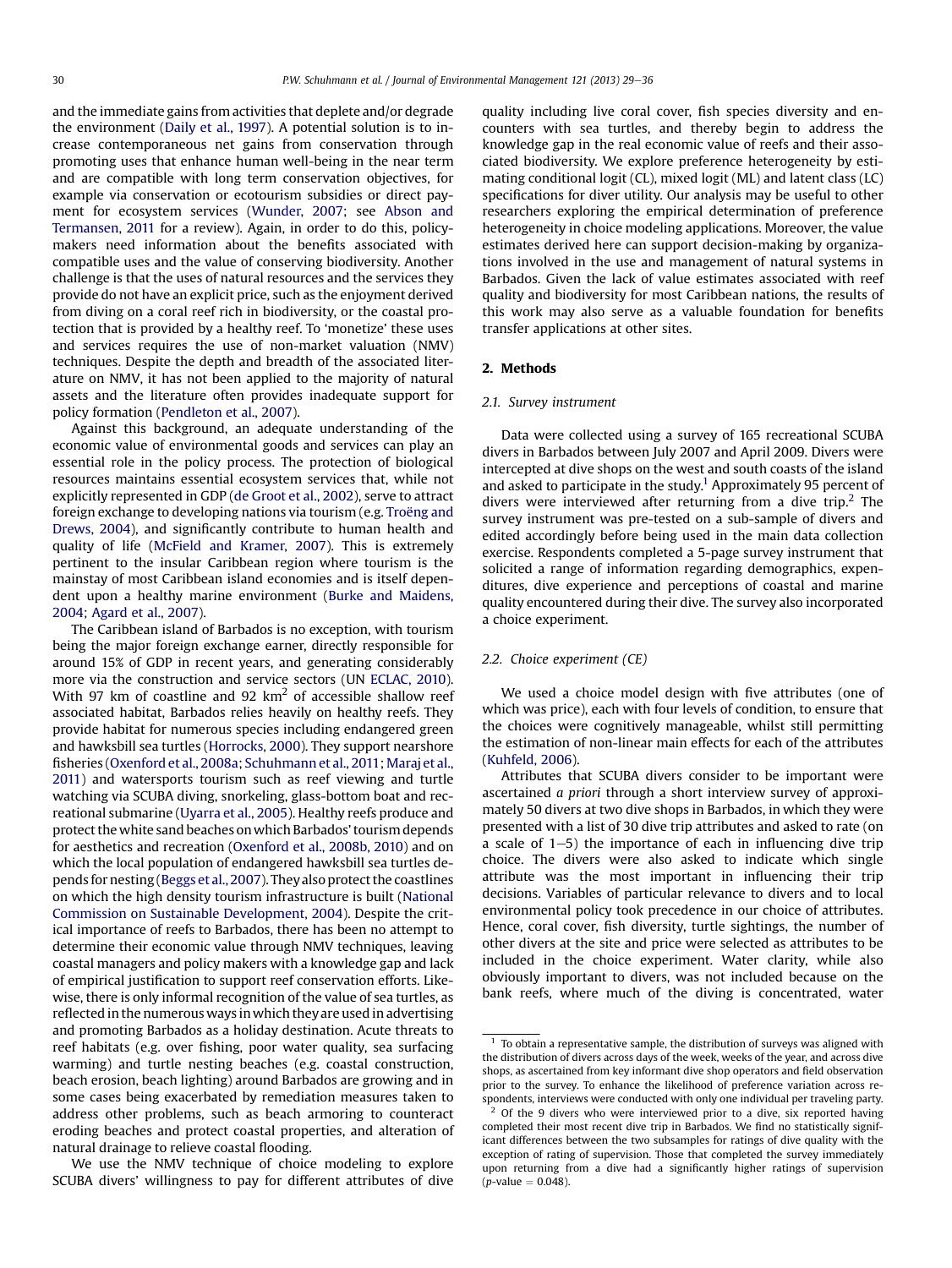and the immediate gains from activities that deplete and/or degrade the environment (Daily et al., 1997). A potential solution is to increase contemporaneous net gains from conservation through promoting uses that enhance human well-being in the near term and are compatible with long term conservation objectives, for example via conservation or ecotourism subsidies or direct payment for ecosystem services (Wunder, 2007; see Abson and Termansen, 2011 for a review). Again, in order to do this, policy-makers need information about the benefits associated with compatible uses and the value of conserving biodiversity. Another challenge is that the uses of natural resources and the services they provide do not have an explicit price, such as the enjoyment derived from diving on a coral reef rich in biodiversity, or the coastal protection that is provided by a healthy reef. To 'monetize' these uses and services requires the use of non-market valuation (NMV) techniques. Despite the depth and breadth of the associated literature on NMV, it has not been applied to the majority of natural assets and the literature often provides inadequate support for policy formation (Pendleton et al., 2007).

Against this background, an adequate understanding of the economic value of environmental goods and services can play an essential role in the policy process. The protection of biological resources maintains essential ecosystem services that, while not explicitly represented in GDP (de Groot et al., 2002), serve to attract foreign exchange to developing nations via tourism (e.g. Troëng and Drews, 2004), and significantly contribute to human health and quality of life (McField and Kramer, 2007). This is extremely pertinent to the insular Caribbean region where tourism is the mainstay of most Caribbean island economies and is itself dependent upon a healthy marine environment (Burke and Maidens, 2004; Agard et al., 2007).

The Caribbean island of Barbados is no exception, with tourism being the major foreign exchange earner, directly responsible for around 15% of GDP in recent years, and generating considerably more via the construction and service sectors (UN ECLAC, 2010). With 97 km of coastline and 92 km$^2$ of accessible shallow reef associated habitat, Barbados relies heavily on healthy reefs. They provide habitat for numerous species including endangered green and hawksbill sea turtles (Horrocks, 2000). They support nearshore fisheries (Oxenford et al., 2008a; Schuhmann et al., 2011; Maraj et al., 2011) and watersports tourism such as reef viewing and turtle watching via SCUBA diving, snorkeling, glass-bottom boat and recreational submarine (Uyarra et al., 2005). Healthy reefs produce and protect the white sand beaches on which Barbados' tourism depends for aesthetics and recreation (Oxenford et al., 2008b, 2010) and on which the local population of endangered hawksbill sea turtles depends for nesting (Beggs et al., 2007). They also protect the coastlines on which the high density tourism infrastructure is built (National Commission on Sustainable Development, 2004). Despite the critical importance of reefs to Barbados, there has been no attempt to determine their economic value through NMV techniques, leaving coastal managers and policy makers with a knowledge gap and lack of empirical justification to support reef conservation efforts. Likewise, there is only informal recognition of the value of sea turtles, as reflected in the numerous ways in which they are used in advertising and promoting Barbados as a holiday destination. Acute threats to reef habitats (e.g. over fishing, poor water quality, sea surfacing warming) and turtle nesting beaches (e.g. coastal construction, beach erosion, beach lighting) around Barbados are growing and in some cases being exacerbated by remediation measures taken to address other problems, such as beach armoring to counteract eroding beaches and protect coastal properties, and alteration of natural drainage to relieve coastal flooding.

We use the NMV technique of choice modeling to explore SCUBA divers' willingness to pay for different attributes of dive quality including live coral cover, fish species diversity and encounters with sea turtles, and thereby begin to address the knowledge gap in the real economic value of reefs and their associated biodiversity. We explore preference heterogeneity by estimating conditional logit (CL), mixed logit (ML) and latent class (LC) specifications for diver utility. Our analysis may be useful to other researchers exploring the empirical determination of preference heterogeneity in choice modeling applications. Moreover, the value estimates derived here can support decision-making by organizations involved in the use and management of natural systems in Barbados. Given the lack of value estimates associated with reef quality and biodiversity for most Caribbean nations, the results of this work may also serve as a valuable foundation for benefits transfer applications at other sites.

## 2. Methods

### 2.1. Survey instrument

Data were collected using a survey of 165 recreational SCUBA divers in Barbados between July 2007 and April 2009. Divers were intercepted at dive shops on the west and south coasts of the island and asked to participate in the study.[1] Approximately 95 percent of divers were interviewed after returning from a dive trip.[2] The survey instrument was pre-tested on a sub-sample of divers and edited accordingly before being used in the main data collection exercise. Respondents completed a 5-page survey instrument that solicited a range of information regarding demographics, expenditures, dive experience and perceptions of coastal and marine quality encountered during their dive. The survey also incorporated a choice experiment.

### 2.2. Choice experiment (CE)

We used a choice model design with five attributes (one of which was price), each with four levels of condition, to ensure that the choices were cognitively manageable, whilst still permitting the estimation of non-linear main effects for each of the attributes (Kuhfeld, 2006).

Attributes that SCUBA divers consider to be important were ascertained *a priori* through a short interview survey of approximately 50 divers at two dive shops in Barbados, in which they were presented with a list of 30 dive trip attributes and asked to rate (on a scale of 1–5) the importance of each in influencing dive trip choice. The divers were also asked to indicate which single attribute was the most important in influencing their trip decisions. Variables of particular relevance to divers and to local environmental policy took precedence in our choice of attributes. Hence, coral cover, fish diversity, turtle sightings, the number of other divers at the site and price were selected as attributes to be included in the choice experiment. Water clarity, while also obviously important to divers, was not included because on the bank reefs, where much of the diving is concentrated, water

[1] To obtain a representative sample, the distribution of surveys was aligned with the distribution of divers across days of the week, weeks of the year, and across dive shops, as ascertained from key informant dive shop operators and field observation prior to the survey. To enhance the likelihood of preference variation across respondents, interviews were conducted with only one individual per traveling party.

[2] Of the 9 divers who were interviewed prior to a dive, six reported having completed their most recent dive trip in Barbados. We find no statistically significant differences between the two subsamples for ratings of dive quality with the exception of rating of supervision. Those that completed the survey immediately upon returning from a dive had a significantly higher ratings of supervision ($p$-value = 0.048).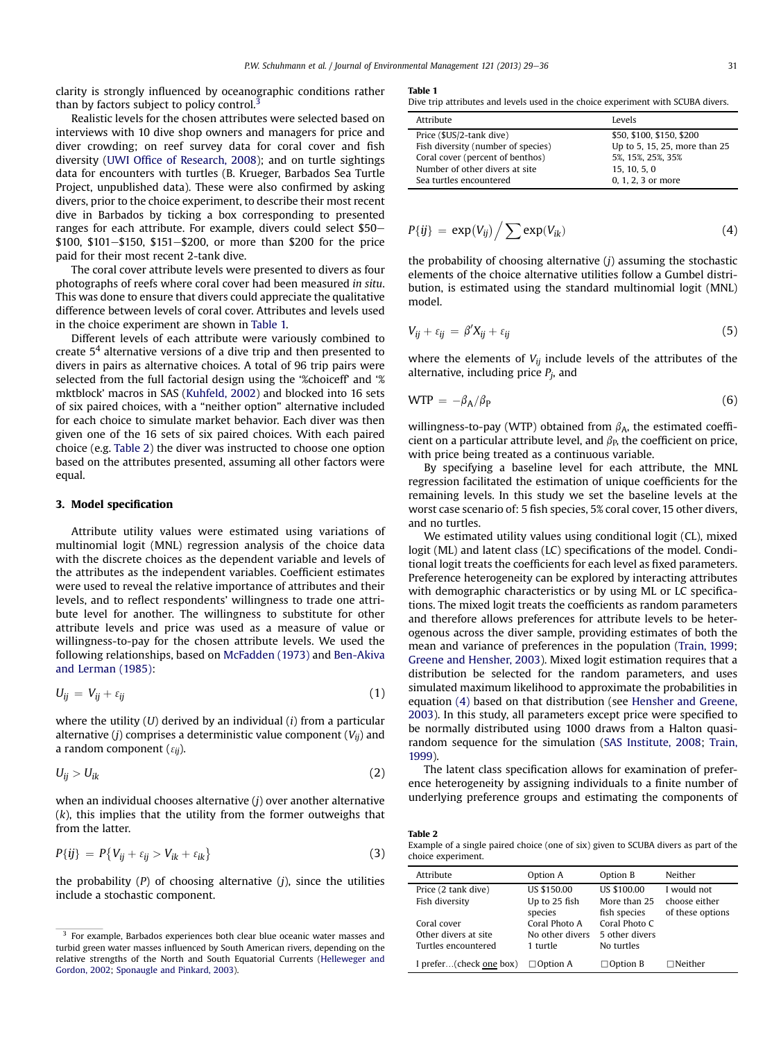clarity is strongly influenced by oceanographic conditions rather than by factors subject to policy control.[3]

Realistic levels for the chosen attributes were selected based on interviews with 10 dive shop owners and managers for price and diver crowding; on reef survey data for coral cover and fish diversity (UWI Office of Research, 2008); and on turtle sightings data for encounters with turtles (B. Krueger, Barbados Sea Turtle Project, unpublished data). These were also confirmed by asking divers, prior to the choice experiment, to describe their most recent dive in Barbados by ticking a box corresponding to presented ranges for each attribute. For example, divers could select $50–$100, $101–$150, $151–$200, or more than $200 for the price paid for their most recent 2-tank dive.

The coral cover attribute levels were presented to divers as four photographs of reefs where coral cover had been measured *in situ*. This was done to ensure that divers could appreciate the qualitative difference between levels of coral cover. Attributes and levels used in the choice experiment are shown in Table 1.

Different levels of each attribute were variously combined to create $5^4$ alternative versions of a dive trip and then presented to divers in pairs as alternative choices. A total of 96 trip pairs were selected from the full factorial design using the '%choiceff' and '%mktblock' macros in SAS (Kuhfeld, 2002) and blocked into 16 sets of six paired choices, with a "neither option" alternative included for each choice to simulate market behavior. Each diver was then given one of the 16 sets of six paired choices. With each paired choice (e.g. Table 2) the diver was instructed to choose one option based on the attributes presented, assuming all other factors were equal.

## 3. Model specification

Attribute utility values were estimated using variations of multinomial logit (MNL) regression analysis of the choice data with the discrete choices as the dependent variable and levels of the attributes as the independent variables. Coefficient estimates were used to reveal the relative importance of attributes and their levels, and to reflect respondents' willingness to trade one attribute level for another. The willingness to substitute for other attribute levels and price was used as a measure of value or willingness-to-pay for the chosen attribute levels. We used the following relationships, based on McFadden (1973) and Ben-Akiva and Lerman (1985):

$$U_{ij} = V_{ij} + \varepsilon_{ij} \tag{1}$$

where the utility ($U$) derived by an individual ($i$) from a particular alternative ($j$) comprises a deterministic value component ($V_{ij}$) and a random component ($\varepsilon_{ij}$).

$$U_{ij} > U_{ik} \tag{2}$$

when an individual chooses alternative ($j$) over another alternative ($k$), this implies that the utility from the former outweighs that from the latter.

$$P\{ij\} = P\{V_{ij} + \varepsilon_{ij} > V_{ik} + \varepsilon_{ik}\} \tag{3}$$

the probability ($P$) of choosing alternative ($j$), since the utilities include a stochastic component.

[3] For example, Barbados experiences both clear blue oceanic water masses and turbid green water masses influenced by South American rivers, depending on the relative strengths of the North and South Equatorial Currents (Helleweger and Gordon, 2002; Sponaugle and Pinkard, 2003).

**Table 1**
Dive trip attributes and levels used in the choice experiment with SCUBA divers.

| Attribute | Levels |
|---|---|
| Price ($US/2-tank dive) | $50, $100, $150, $200 |
| Fish diversity (number of species) | Up to 5, 15, 25, more than 25 |
| Coral cover (percent of benthos) | 5%, 15%, 25%, 35% |
| Number of other divers at site | 15, 10, 5, 0 |
| Sea turtles encountered | 0, 1, 2, 3 or more |

$$P\{ij\} = \exp(V_{ij}) \Big/ \sum \exp(V_{ik}) \tag{4}$$

the probability of choosing alternative ($j$) assuming the stochastic elements of the choice alternative utilities follow a Gumbel distribution, is estimated using the standard multinomial logit (MNL) model.

$$V_{ij} + \varepsilon_{ij} = \beta' X_{ij} + \varepsilon_{ij} \tag{5}$$

where the elements of $V_{ij}$ include levels of the attributes of the alternative, including price $P_j$, and

$$\text{WTP} = -\beta_A / \beta_P \tag{6}$$

willingness-to-pay (WTP) obtained from $\beta_A$, the estimated coefficient on a particular attribute level, and $\beta_P$, the coefficient on price, with price being treated as a continuous variable.

By specifying a baseline level for each attribute, the MNL regression facilitated the estimation of unique coefficients for the remaining levels. In this study we set the baseline levels at the worst case scenario of: 5 fish species, 5% coral cover, 15 other divers, and no turtles.

We estimated utility values using conditional logit (CL), mixed logit (ML) and latent class (LC) specifications of the model. Conditional logit treats the coefficients for each level as fixed parameters. Preference heterogeneity can be explored by interacting attributes with demographic characteristics or by using ML or LC specifications. The mixed logit treats the coefficients as random parameters and therefore allows preferences for attribute levels to be heterogenous across the diver sample, providing estimates of both the mean and variance of preferences in the population (Train, 1999; Greene and Hensher, 2003). Mixed logit estimation requires that a distribution be selected for the random parameters, and uses simulated maximum likelihood to approximate the probabilities in equation (4) based on that distribution (see Hensher and Greene, 2003). In this study, all parameters except price were specified to be normally distributed using 1000 draws from a Halton quasi-random sequence for the simulation (SAS Institute, 2008; Train, 1999).

The latent class specification allows for examination of preference heterogeneity by assigning individuals to a finite number of underlying preference groups and estimating the components of

**Table 2**
Example of a single paired choice (one of six) given to SCUBA divers as part of the choice experiment.

| Attribute | Option A | Option B | Neither |
|---|---|---|---|
| Price (2 tank dive) | US $150.00 | US $100.00 | I would not choose either of these options |
| Fish diversity | Up to 25 fish species | More than 25 fish species | |
| Coral cover | Coral Photo A | Coral Photo C | |
| Other divers at site | No other divers | 5 other divers | |
| Turtles encountered | 1 turtle | No turtles | |
| I prefer...(check one box) | ☐Option A | ☐Option B | ☐Neither |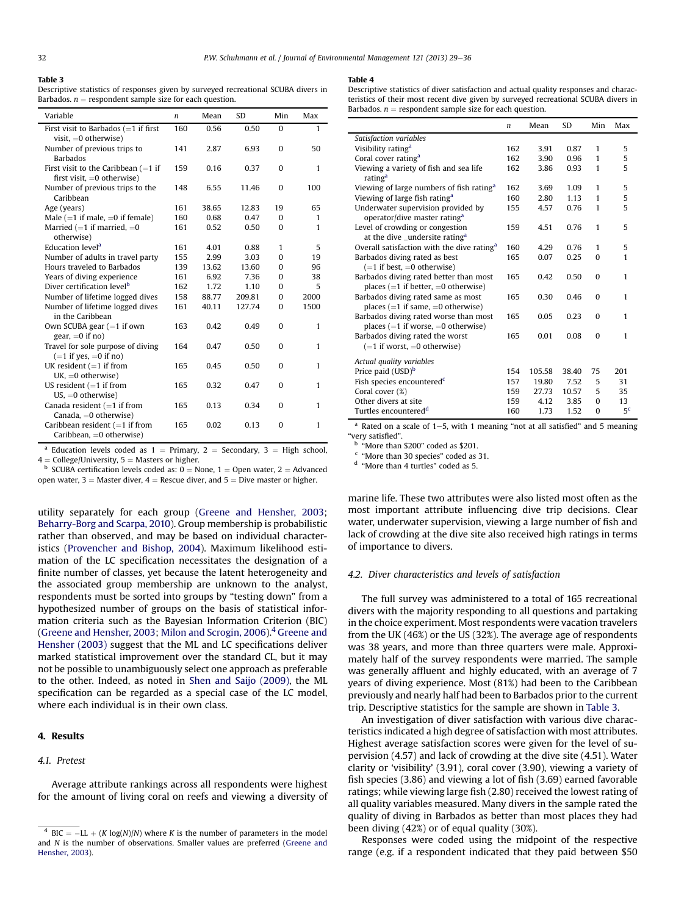**Table 3**
Descriptive statistics of responses given by surveyed recreational SCUBA divers in Barbados. $n$ = respondent sample size for each question.

| Variable | $n$ | Mean | SD | Min | Max |
|---|---|---|---|---|---|
| First visit to Barbados (=1 if first visit, =0 otherwise) | 160 | 0.56 | 0.50 | 0 | 1 |
| Number of previous trips to Barbados | 141 | 2.87 | 6.93 | 0 | 50 |
| First visit to the Caribbean (=1 if first visit, =0 otherwise) | 159 | 0.16 | 0.37 | 0 | 1 |
| Number of previous trips to the Caribbean | 148 | 6.55 | 11.46 | 0 | 100 |
| Age (years) | 161 | 38.65 | 12.83 | 19 | 65 |
| Male (=1 if male, =0 if female) | 160 | 0.68 | 0.47 | 0 | 1 |
| Married (=1 if married, =0 otherwise) | 161 | 0.52 | 0.50 | 0 | 1 |
| Education level[a] | 161 | 4.01 | 0.88 | 1 | 5 |
| Number of adults in travel party | 155 | 2.99 | 3.03 | 0 | 19 |
| Hours traveled to Barbados | 139 | 13.62 | 13.60 | 0 | 96 |
| Years of diving experience | 161 | 6.92 | 7.36 | 0 | 38 |
| Diver certification level[b] | 162 | 1.72 | 1.10 | 0 | 5 |
| Number of lifetime logged dives | 158 | 88.77 | 209.81 | 0 | 2000 |
| Number of lifetime logged dives in the Caribbean | 161 | 40.11 | 127.74 | 0 | 1500 |
| Own SCUBA gear (=1 if own gear, =0 if no) | 163 | 0.42 | 0.49 | 0 | 1 |
| Travel for sole purpose of diving (=1 if yes, =0 if no) | 164 | 0.47 | 0.50 | 0 | 1 |
| UK resident (=1 if from UK, =0 otherwise) | 165 | 0.45 | 0.50 | 0 | 1 |
| US resident (=1 if from US, =0 otherwise) | 165 | 0.32 | 0.47 | 0 | 1 |
| Canada resident (=1 if from Canada, =0 otherwise) | 165 | 0.13 | 0.34 | 0 | 1 |
| Caribbean resident (=1 if from Caribbean, =0 otherwise) | 165 | 0.02 | 0.13 | 0 | 1 |

[a] Education levels coded as 1 = Primary, 2 = Secondary, 3 = High school, 4 = College/University, 5 = Masters or higher.
[b] SCUBA certification levels coded as: 0 = None, 1 = Open water, 2 = Advanced open water, 3 = Master diver, 4 = Rescue diver, and 5 = Dive master or higher.

**Table 4**
Descriptive statistics of diver satisfaction and actual quality responses and characteristics of their most recent dive given by surveyed recreational SCUBA divers in Barbados. $n$ = respondent sample size for each question.

| | $n$ | Mean | SD | Min | Max |
|---|---|---|---|---|---|
| *Satisfaction variables* | | | | | |
| Visibility rating[a] | 162 | 3.91 | 0.87 | 1 | 5 |
| Coral cover rating[a] | 162 | 3.90 | 0.96 | 1 | 5 |
| Viewing a variety of fish and sea life rating[a] | 162 | 3.86 | 0.93 | 1 | 5 |
| Viewing of large numbers of fish rating[a] | 162 | 3.69 | 1.09 | 1 | 5 |
| Viewing of large fish rating[a] | 160 | 2.80 | 1.13 | 1 | 5 |
| Underwater supervision provided by operator/dive master rating[a] | 155 | 4.57 | 0.76 | 1 | 5 |
| Level of crowding or congestion at the dive _undersite rating[a] | 159 | 4.51 | 0.76 | 1 | 5 |
| Overall satisfaction with the dive rating[a] | 160 | 4.29 | 0.76 | 1 | 5 |
| Barbados diving rated as best (=1 if best, =0 otherwise) | 165 | 0.07 | 0.25 | 0 | 1 |
| Barbados diving rated better than most places (=1 if better, =0 otherwise) | 165 | 0.42 | 0.50 | 0 | 1 |
| Barbados diving rated same as most places (=1 if same, =0 otherwise) | 165 | 0.30 | 0.46 | 0 | 1 |
| Barbados diving rated worse than most places (=1 if worse, =0 otherwise) | 165 | 0.05 | 0.23 | 0 | 1 |
| Barbados diving rated the worst (=1 if worst, =0 otherwise) | 165 | 0.01 | 0.08 | 0 | 1 |
| *Actual quality variables* | | | | | |
| Price paid (USD)[b] | 154 | 105.58 | 38.40 | 75 | 201 |
| Fish species encountered[c] | 157 | 19.80 | 7.52 | 5 | 31 |
| Coral cover (%) | 159 | 27.73 | 10.57 | 5 | 35 |
| Other divers at site | 159 | 4.12 | 3.85 | 0 | 13 |
| Turtles encountered[d] | 160 | 1.73 | 1.52 | 0 | 5[c] |

[a] Rated on a scale of 1–5, with 1 meaning "not at all satisfied" and 5 meaning "very satisfied".
[b] "More than $200" coded as $201.
[c] "More than 30 species" coded as 31.
[d] "More than 4 turtles" coded as 5.

utility separately for each group (Greene and Hensher, 2003; Beharry-Borg and Scarpa, 2010). Group membership is probabilistic rather than observed, and may be based on individual characteristics (Provencher and Bishop, 2004). Maximum likelihood estimation of the LC specification necessitates the designation of a finite number of classes, yet because the latent heterogeneity and the associated group membership are unknown to the analyst, respondents must be sorted into groups by "testing down" from a hypothesized number of groups on the basis of statistical information criteria such as the Bayesian Information Criterion (BIC) (Greene and Hensher, 2003; Milon and Scrogin, 2006).[4] Greene and Hensher (2003) suggest that the ML and LC specifications deliver marked statistical improvement over the standard CL, but it may not be possible to unambiguously select one approach as preferable to the other. Indeed, as noted in Shen and Saijo (2009), the ML specification can be regarded as a special case of the LC model, where each individual is in their own class.

## 4. Results

### 4.1. Pretest

Average attribute rankings across all respondents were highest for the amount of living coral on reefs and viewing a diversity of marine life. These two attributes were also listed most often as the most important attribute influencing dive trip decisions. Clear water, underwater supervision, viewing a large number of fish and lack of crowding at the dive site also received high ratings in terms of importance to divers.

### 4.2. Diver characteristics and levels of satisfaction

The full survey was administered to a total of 165 recreational divers with the majority responding to all questions and partaking in the choice experiment. Most respondents were vacation travelers from the UK (46%) or the US (32%). The average age of respondents was 38 years, and more than three quarters were male. Approximately half of the survey respondents were married. The sample was generally affluent and highly educated, with an average of 7 years of diving experience. Most (81%) had been to the Caribbean previously and nearly half had been to Barbados prior to the current trip. Descriptive statistics for the sample are shown in Table 3.

An investigation of diver satisfaction with various dive characteristics indicated a high degree of satisfaction with most attributes. Highest average satisfaction scores were given for the level of supervision (4.57) and lack of crowding at the dive site (4.51). Water clarity or 'visibility' (3.91), coral cover (3.90), viewing a variety of fish species (3.86) and viewing a lot of fish (3.69) earned favorable ratings; while viewing large fish (2.80) received the lowest rating of all quality variables measured. Many divers in the sample rated the quality of diving in Barbados as better than most places they had been diving (42%) or of equal quality (30%).

Responses were coded using the midpoint of the respective range (e.g. if a respondent indicated that they paid between $50

[4] BIC = −LL + ($K$ log($N$)/$N$) where $K$ is the number of parameters in the model and $N$ is the number of observations. Smaller values are preferred (Greene and Hensher, 2003).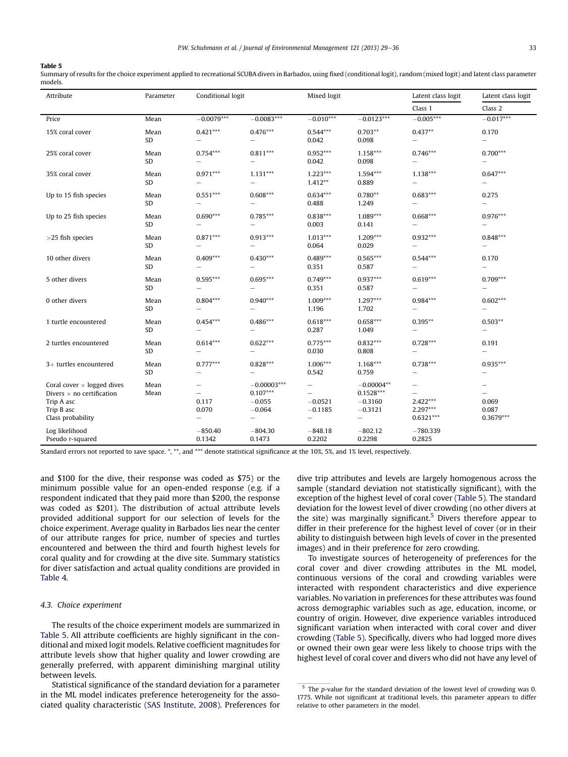**Table 5**
Summary of results for the choice experiment applied to recreational SCUBA divers in Barbados, using fixed (conditional logit), random (mixed logit) and latent class parameter models.

| Attribute | Parameter | Conditional logit | | Mixed logit | | Latent class logit | Latent class logit |
|---|---|---|---|---|---|---|---|
| | | | | | | Class 1 | Class 2 |
| Price | Mean | −0.0079*** | −0.0083*** | −0.010*** | −0.0123*** | −0.005*** | −0.017*** |
| 15% coral cover | Mean | 0.421*** | 0.476*** | 0.544*** | 0.703** | 0.437** | 0.170 |
| | SD | – | – | 0.042 | 0.098 | – | – |
| 25% coral cover | Mean | 0.754*** | 0.811*** | 0.952*** | 1.158*** | 0.746*** | 0.700*** |
| | SD | – | – | 0.042 | 0.098 | – | – |
| 35% coral cover | Mean | 0.971*** | 1.131*** | 1.223*** | 1.594*** | 1.138*** | 0.647*** |
| | SD | – | – | 1.412** | 0.889 | – | – |
| Up to 15 fish species | Mean | 0.551*** | 0.608*** | 0.634*** | 0.780** | 0.683*** | 0.275 |
| | SD | – | – | 0.488 | 1.249 | – | – |
| Up to 25 fish species | Mean | 0.690*** | 0.785*** | 0.838*** | 1.089*** | 0.668*** | 0.976*** |
| | SD | – | – | 0.003 | 0.141 | – | – |
| >25 fish species | Mean | 0.871*** | 0.913*** | 1.013*** | 1.209*** | 0.932*** | 0.848*** |
| | SD | – | – | 0.064 | 0.029 | – | – |
| 10 other divers | Mean | 0.409*** | 0.430*** | 0.489*** | 0.565*** | 0.544*** | 0.170 |
| | SD | – | – | 0.351 | 0.587 | – | – |
| 5 other divers | Mean | 0.595*** | 0.695*** | 0.749*** | 0.937*** | 0.619*** | 0.709*** |
| | SD | – | – | 0.351 | 0.587 | – | – |
| 0 other divers | Mean | 0.804*** | 0.940*** | 1.009*** | 1.297*** | 0.984*** | 0.602*** |
| | SD | – | – | 1.196 | 1.702 | – | – |
| 1 turtle encountered | Mean | 0.454*** | 0.486*** | 0.618*** | 0.658*** | 0.395** | 0.503** |
| | SD | – | – | 0.287 | 1.049 | – | – |
| 2 turtles encountered | Mean | 0.614*** | 0.622*** | 0.775*** | 0.832*** | 0.728*** | 0.191 |
| | SD | – | – | 0.030 | 0.808 | – | – |
| 3+ turtles encountered | Mean | 0.777*** | 0.828*** | 1.006*** | 1.168*** | 0.738*** | 0.935*** |
| | SD | – | – | 0.542 | 0.759 | – | – |
| Coral cover × logged dives | Mean | – | −0.00003*** | – | −0.00004** | – | – |
| Divers × no certification | Mean | – | 0.107*** | – | 0.1528*** | – | – |
| Trip A asc | | 0.117 | −0.055 | −0.0521 | −0.3160 | 2.422*** | 0.069 |
| Trip B asc | | 0.070 | −0.064 | −0.1185 | −0.3121 | 2.297*** | 0.087 |
| Class probability | | – | – | – | – | 0.6321*** | 0.3679*** |
| Log likelihood | | −850.40 | −804.30 | −848.18 | −802.12 | −780.339 | |
| Pseudo r-squared | | 0.1342 | 0.1473 | 0.2202 | 0.2298 | 0.2825 | |

Standard errors not reported to save space. *, **, and *** denote statistical significance at the 10%, 5%, and 1% level, respectively.

and $100 for the dive, their response was coded as $75) or the minimum possible value for an open-ended response (e.g. if a respondent indicated that they paid more than $200, the response was coded as $201). The distribution of actual attribute levels provided additional support for our selection of levels for the choice experiment. Average quality in Barbados lies near the center of our attribute ranges for price, number of species and turtles encountered and between the third and fourth highest levels for coral quality and for crowding at the dive site. Summary statistics for diver satisfaction and actual quality conditions are provided in Table 4.

### 4.3. Choice experiment

The results of the choice experiment models are summarized in Table 5. All attribute coefficients are highly significant in the conditional and mixed logit models. Relative coefficient magnitudes for attribute levels show that higher quality and lower crowding are generally preferred, with apparent diminishing marginal utility between levels.

Statistical significance of the standard deviation for a parameter in the ML model indicates preference heterogeneity for the associated quality characteristic (SAS Institute, 2008). Preferences for dive trip attributes and levels are largely homogenous across the sample (standard deviation not statistically significant), with the exception of the highest level of coral cover (Table 5). The standard deviation for the lowest level of diver crowding (no other divers at the site) was marginally significant.[5] Divers therefore appear to differ in their preference for the highest level of cover (or in their ability to distinguish between high levels of cover in the presented images) and in their preference for zero crowding.

To investigate sources of heterogeneity of preferences for the coral cover and diver crowding attributes in the ML model, continuous versions of the coral and crowding variables were interacted with respondent characteristics and dive experience variables. No variation in preferences for these attributes was found across demographic variables such as age, education, income, or country of origin. However, dive experience variables introduced significant variation when interacted with coral cover and diver crowding (Table 5). Specifically, divers who had logged more dives or owned their own gear were less likely to choose trips with the highest level of coral cover and divers who did not have any level of

[5] The p-value for the standard deviation of the lowest level of crowding was 0.1775. While not significant at traditional levels, this parameter appears to differ relative to other parameters in the model.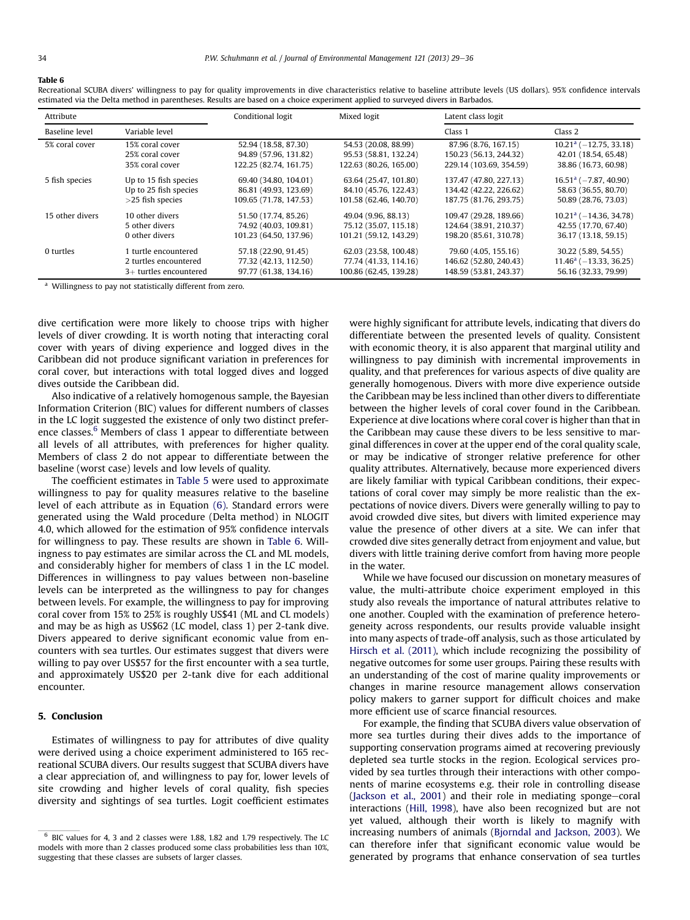**Table 6**

Recreational SCUBA divers' willingness to pay for quality improvements in dive characteristics relative to baseline attribute levels (US dollars). 95% confidence intervals estimated via the Delta method in parentheses. Results are based on a choice experiment applied to surveyed divers in Barbados.

| Attribute | | Conditional logit | Mixed logit | Latent class logit | |
|---|---|---|---|---|---|
| Baseline level | Variable level | | | Class 1 | Class 2 |
| 5% coral cover | 15% coral cover | 52.94 (18.58, 87.30) | 54.53 (20.08, 88.99) | 87.96 (8.76, 167.15) | 10.21[a] (−12.75, 33.18) |
| | 25% coral cover | 94.89 (57.96, 131.82) | 95.53 (58.81, 132.24) | 150.23 (56.13, 244.32) | 42.01 (18.54, 65.48) |
| | 35% coral cover | 122.25 (82.74, 161.75) | 122.63 (80.26, 165.00) | 229.14 (103.69, 354.59) | 38.86 (16.73, 60.98) |
| 5 fish species | Up to 15 fish species | 69.40 (34.80, 104.01) | 63.64 (25.47, 101.80) | 137.47 (47.80, 227.13) | 16.51[a] (−7.87, 40.90) |
| | Up to 25 fish species | 86.81 (49.93, 123.69) | 84.10 (45.76, 122.43) | 134.42 (42.22, 226.62) | 58.63 (36.55, 80.70) |
| | >25 fish species | 109.65 (71.78, 147.53) | 101.58 (62.46, 140.70) | 187.75 (81.76, 293.75) | 50.89 (28.76, 73.03) |
| 15 other divers | 10 other divers | 51.50 (17.74, 85.26) | 49.04 (9.96, 88.13) | 109.47 (29.28, 189.66) | 10.21[a] (−14.36, 34.78) |
| | 5 other divers | 74.92 (40.03, 109.81) | 75.12 (35.07, 115.18) | 124.64 (38.91, 210.37) | 42.55 (17.70, 67.40) |
| | 0 other divers | 101.23 (64.50, 137.96) | 101.21 (59.12, 143.29) | 198.20 (85.61, 310.78) | 36.17 (13.18, 59.15) |
| 0 turtles | 1 turtle encountered | 57.18 (22.90, 91.45) | 62.03 (23.58, 100.48) | 79.60 (4.05, 155.16) | 30.22 (5.89, 54.55) |
| | 2 turtles encountered | 77.32 (42.13, 112.50) | 77.74 (41.33, 114.16) | 146.62 (52.80, 240.43) | 11.46[a] (−13.33, 36.25) |
| | 3+ turtles encountered | 97.77 (61.38, 134.16) | 100.86 (62.45, 139.28) | 148.59 (53.81, 243.37) | 56.16 (32.33, 79.99) |

[a] Willingness to pay not statistically different from zero.

dive certification were more likely to choose trips with higher levels of diver crowding. It is worth noting that interacting coral cover with years of diving experience and logged dives in the Caribbean did not produce significant variation in preferences for coral cover, but interactions with total logged dives and logged dives outside the Caribbean did.

Also indicative of a relatively homogenous sample, the Bayesian Information Criterion (BIC) values for different numbers of classes in the LC logit suggested the existence of only two distinct preference classes.[6] Members of class 1 appear to differentiate between all levels of all attributes, with preferences for higher quality. Members of class 2 do not appear to differentiate between the baseline (worst case) levels and low levels of quality.

The coefficient estimates in Table 5 were used to approximate willingness to pay for quality measures relative to the baseline level of each attribute as in Equation (6). Standard errors were generated using the Wald procedure (Delta method) in NLOGIT 4.0, which allowed for the estimation of 95% confidence intervals for willingness to pay. These results are shown in Table 6. Willingness to pay estimates are similar across the CL and ML models, and considerably higher for members of class 1 in the LC model. Differences in willingness to pay values between non-baseline levels can be interpreted as the willingness to pay for changes between levels. For example, the willingness to pay for improving coral cover from 15% to 25% is roughly US$41 (ML and CL models) and may be as high as US$62 (LC model, class 1) per 2-tank dive. Divers appeared to derive significant economic value from encounters with sea turtles. Our estimates suggest that divers were willing to pay over US$57 for the first encounter with a sea turtle, and approximately US$20 per 2-tank dive for each additional encounter.

## 5. Conclusion

Estimates of willingness to pay for attributes of dive quality were derived using a choice experiment administered to 165 recreational SCUBA divers. Our results suggest that SCUBA divers have a clear appreciation of, and willingness to pay for, lower levels of site crowding and higher levels of coral quality, fish species diversity and sightings of sea turtles. Logit coefficient estimates were highly significant for attribute levels, indicating that divers do differentiate between the presented levels of quality. Consistent with economic theory, it is also apparent that marginal utility and willingness to pay diminish with incremental improvements in quality, and that preferences for various aspects of dive quality are generally homogenous. Divers with more dive experience outside the Caribbean may be less inclined than other divers to differentiate between the higher levels of coral cover found in the Caribbean. Experience at dive locations where coral cover is higher than that in the Caribbean may cause these divers to be less sensitive to marginal differences in cover at the upper end of the coral quality scale, or may be indicative of stronger relative preference for other quality attributes. Alternatively, because more experienced divers are likely familiar with typical Caribbean conditions, their expectations of coral cover may simply be more realistic than the expectations of novice divers. Divers were generally willing to pay to avoid crowded dive sites, but divers with limited experience may value the presence of other divers at a site. We can infer that crowded dive sites generally detract from enjoyment and value, but divers with little training derive comfort from having more people in the water.

While we have focused our discussion on monetary measures of value, the multi-attribute choice experiment employed in this study also reveals the importance of natural attributes relative to one another. Coupled with the examination of preference heterogeneity across respondents, our results provide valuable insight into many aspects of trade-off analysis, such as those articulated by Hirsch et al. (2011), which include recognizing the possibility of negative outcomes for some user groups. Pairing these results with an understanding of the cost of marine quality improvements or changes in marine resource management allows conservation policy makers to garner support for difficult choices and make more efficient use of scarce financial resources.

For example, the finding that SCUBA divers value observation of more sea turtles during their dives adds to the importance of supporting conservation programs aimed at recovering previously depleted sea turtle stocks in the region. Ecological services provided by sea turtles through their interactions with other components of marine ecosystems e.g. their role in controlling disease (Jackson et al., 2001) and their role in mediating sponge–coral interactions (Hill, 1998), have also been recognized but are not yet valued, although their worth is likely to magnify with increasing numbers of animals (Bjorndal and Jackson, 2003). We can therefore infer that significant economic value would be generated by programs that enhance conservation of sea turtles

[6] BIC values for 4, 3 and 2 classes were 1.88, 1.82 and 1.79 respectively. The LC models with more than 2 classes produced some class probabilities less than 10%, suggesting that these classes are subsets of larger classes.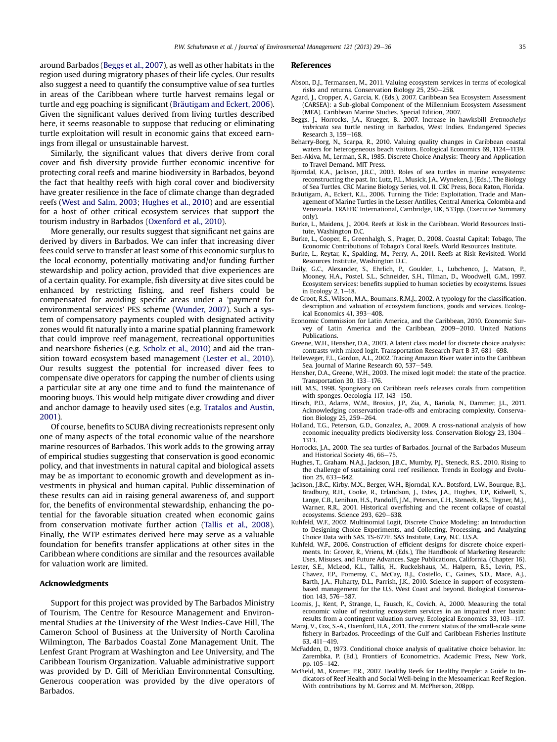around Barbados (Beggs et al., 2007), as well as other habitats in the region used during migratory phases of their life cycles. Our results also suggest a need to quantify the consumptive value of sea turtles in areas of the Caribbean where turtle harvest remains legal or turtle and egg poaching is significant (Bräutigam and Eckert, 2006). Given the significant values derived from living turtles described here, it seems reasonable to suppose that reducing or eliminating turtle exploitation will result in economic gains that exceed earnings from illegal or unsustainable harvest.

Similarly, the significant values that divers derive from coral cover and fish diversity provide further economic incentive for protecting coral reefs and marine biodiversity in Barbados, beyond the fact that healthy reefs with high coral cover and biodiversity have greater resilience in the face of climate change than degraded reefs (West and Salm, 2003; Hughes et al., 2010) and are essential for a host of other critical ecosystem services that support the tourism industry in Barbados (Oxenford et al., 2010).

More generally, our results suggest that significant net gains are derived by divers in Barbados. We can infer that increasing diver fees could serve to transfer at least some of this economic surplus to the local economy, potentially motivating and/or funding further stewardship and policy action, provided that dive experiences are of a certain quality. For example, fish diversity at dive sites could be enhanced by restricting fishing, and reef fishers could be compensated for avoiding specific areas under a 'payment for environmental services' PES scheme (Wunder, 2007). Such a system of compensatory payments coupled with designated activity zones would fit naturally into a marine spatial planning framework that could improve reef management, recreational opportunities and nearshore fisheries (e.g. Scholz et al., 2010) and aid the transition toward ecosystem based management (Lester et al., 2010). Our results suggest the potential for increased diver fees to compensate dive operators for capping the number of clients using a particular site at any one time and to fund the maintenance of mooring buoys. This would help mitigate diver crowding and diver and anchor damage to heavily used sites (e.g. Tratalos and Austin, 2001).

Of course, benefits to SCUBA diving recreationists represent only one of many aspects of the total economic value of the nearshore marine resources of Barbados. This work adds to the growing array of empirical studies suggesting that conservation is good economic policy, and that investments in natural capital and biological assets may be as important to economic growth and development as investments in physical and human capital. Public dissemination of these results can aid in raising general awareness of, and support for, the benefits of environmental stewardship, enhancing the potential for the favorable situation created when economic gains from conservation motivate further action (Tallis et al., 2008). Finally, the WTP estimates derived here may serve as a valuable foundation for benefits transfer applications at other sites in the Caribbean where conditions are similar and the resources available for valuation work are limited.

## Acknowledgments

Support for this project was provided by The Barbados Ministry of Tourism, The Centre for Resource Management and Environmental Studies at the University of the West Indies-Cave Hill, The Cameron School of Business at the University of North Carolina Wilmington, The Barbados Coastal Zone Management Unit, The Lenfest Grant Program at Washington and Lee University, and The Caribbean Tourism Organization. Valuable administrative support was provided by D. Gill of Meridian Environmental Consulting. Generous cooperation was provided by the dive operators of Barbados.

## References

Abson, D.J., Termansen, M., 2011. Valuing ecosystem services in terms of ecological risks and returns. Conservation Biology 25, 250–258.

Agard, J., Cropper, A., Garcia, K. (Eds.), 2007. Caribbean Sea Ecosystem Assessment (CARSEA): a Sub-global Component of the Millennium Ecosystem Assessment (MEA). Caribbean Marine Studies. Special Edition, 2007.

Beggs, J., Horrocks, J.A., Krueger, B., 2007. Increase in hawksbill *Eretmochelys imbricata* sea turtle nesting in Barbados, West Indies. Endangered Species Research 3, 159–168.

Beharry-Borg, N., Scarpa, R., 2010. Valuing quality changes in Caribbean coastal waters for heterogeneous beach visitors. Ecological Economics 69, 1124–1139.

Ben-Akiva, M., Lerman, S.R., 1985. Discrete Choice Analysis: Theory and Application to Travel Demand. MIT Press.

Bjorndal, K.A., Jackson, J.B.C., 2003. Roles of sea turtles in marine ecosystems: reconstructing the past. In: Lutz, P.L., Musick, J.A., Wyneken, J. (Eds.), The Biology of Sea Turtles. CRC Marine Biology Series, vol. II. CRC Press, Boca Raton, Florida.

Bräutigam, A., Eckert, K.L., 2006. Turning the Tide: Exploitation, Trade and Management of Marine Turtles in the Lesser Antilles, Central America, Colombia and Venezuela. TRAFFIC International, Cambridge, UK, 533pp. (Executive Summary only).

Burke, L., Maidens, J., 2004. Reefs at Risk in the Caribbean. World Resources Institute, Washington D.C.

Burke, L., Cooper, E., Greenhalgh, S., Prager, D., 2008. Coastal Capital: Tobago, The Economic Contributions of Tobago's Coral Reefs. World Resources Institute.

Burke, L., Reytar, K., Spalding, M., Perry, A., 2011. Reefs at Risk Revisited. World Resources Institute, Washington D.C.

Daily, G.C., Alexander, S., Ehrlich, P., Goulder, L., Lubchenco, J., Matson, P., Mooney, H.A., Postel, S.L., Schneider, S.H., Tilman, D., Woodwell, G.M., 1997. Ecosystem services: benefits supplied to human societies by ecosystems. Issues in Ecology 2, 1–18.

de Groot, R.S., Wilson, M.A., Boumans, R.M.J., 2002. A typology for the classification, description and valuation of ecosystem functions, goods and services. Ecological Economics 41, 393–408.

Economic Commission for Latin America, and the Caribbean, 2010. Economic Survey of Latin America and the Caribbean, 2009–2010. United Nations Publications.

Greene, W.H., Hensher, D.A., 2003. A latent class model for discrete choice analysis: contrasts with mixed logit. Transportation Research Part B 37, 681–698.

Helleweger, F.L., Gordon, A.L., 2002. Tracing Amazon River water into the Caribbean Sea. Journal of Marine Research 60, 537–549.

Hensher, D.A., Greene, W.H., 2003. The mixed logit model: the state of the practice. Transportation 30, 133–176.

Hill, M.S., 1998. Spongivory on Caribbean reefs releases corals from competition with sponges. Oecologia 117, 143–150.

Hirsch, P.D., Adams, W.M., Brosius, J.P., Zia, A., Bariola, N., Dammer, J.L., 2011. Acknowledging conservation trade-offs and embracing complexity. Conservation Biology 25, 259–264.

Holland, T.G., Peterson, G.D., Gonzalez, A., 2009. A cross-national analysis of how economic inequality predicts biodiversity loss. Conservation Biology 23, 1304–1313.

Horrocks, J.A., 2000. The sea turtles of Barbados. Journal of the Barbados Museum and Historical Society 46, 66–75.

Hughes, T., Graham, N.A.J., Jackson, J.B.C., Mumby, P.J., Steneck, R.S., 2010. Rising to the challenge of sustaining coral reef resilience. Trends in Ecology and Evolution 25, 633–642.

Jackson, J.B.C., Kirby, M.X., Berger, W.H., Bjorndal, K.A., Botsford, L.W., Bourque, B.J., Bradbury, R.H., Cooke, R., Erlandson, J., Estes, J.A., Hughes, T.P., Kidwell, S., Lange, C.B., Lenihan, H.S., Pandolfi, J.M., Peterson, C.H., Steneck, R.S., Tegner, M.J., Warner, R.R., 2001. Historical overfishing and the recent collapse of coastal ecosystems. Science 293, 629–638.

Kuhfeld, W.F., 2002. Multinomial Logit, Discrete Choice Modeling: an Introduction to Designing Choice Experiments, and Collecting, Processing, and Analyzing Choice Data with SAS. TS-677E. SAS Institute, Cary, N.C. U.S.A.

Kuhfeld, W.F., 2006. Construction of efficient designs for discrete choice experiments. In: Grover, R., Vriens, M. (Eds.), The Handbook of Marketing Research: Uses, Misuses, and Future Advances. Sage Publications, California. (Chapter 16).

Lester, S.E., McLeod, K.L., Tallis, H., Ruckelshaus, M., Halpern, B.S., Levin, P.S., Chavez, F.P., Pomeroy, C., McCay, B.J., Costello, C., Gaines, S.D., Mace, A.J., Barth, J.A., Fluharty, D.L., Parrish, J.K., 2010. Science in support of ecosystem-based management for the U.S. West Coast and beyond. Biological Conservation 143, 576–587.

Loomis, J., Kent, P., Strange, L., Fausch, K., Covich, A., 2000. Measuring the total economic value of restoring ecosystem services in an impaired river basin: results from a contingent valuation survey. Ecological Economics 33, 103–117.

Maraj, V., Cox, S.-A., Oxenford, H.A., 2011. The current status of the small-scale seine fishery in Barbados. Proceedings of the Gulf and Caribbean Fisheries Institute 63, 411–419.

McFadden, D., 1973. Conditional choice analysis of qualitative choice behavior. In: Zarembka, P. (Ed.), Frontiers of Econometrics. Academic Press, New York, pp. 105–142.

McField, M., Kramer, P.R., 2007. Healthy Reefs for Healthy People: a Guide to Indicators of Reef Health and Social Well-being in the Mesoamerican Reef Region. With contributions by M. Gorrez and M. McPherson, 208pp.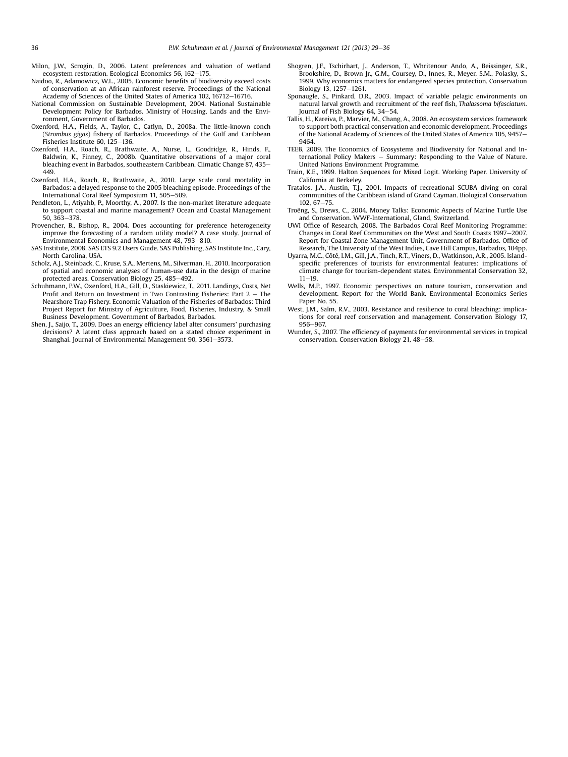Milon, J.W., Scrogin, D., 2006. Latent preferences and valuation of wetland ecosystem restoration. Ecological Economics 56, 162–175.

Naidoo, R., Adamowicz, W.L., 2005. Economic benefits of biodiversity exceed costs of conservation at an African rainforest reserve. Proceedings of the National Academy of Sciences of the United States of America 102, 16712–16716.

National Commission on Sustainable Development, 2004. National Sustainable Development Policy for Barbados. Ministry of Housing, Lands and the Environment, Government of Barbados.

Oxenford, H.A., Fields, A., Taylor, C., Catlyn, D., 2008a. The little-known conch (*Strombus gigas*) fishery of Barbados. Proceedings of the Gulf and Caribbean Fisheries Institute 60, 125–136.

Oxenford, H.A., Roach, R., Brathwaite, A., Nurse, L., Goodridge, R., Hinds, F., Baldwin, K., Finney, C., 2008b. Quantitative observations of a major coral bleaching event in Barbados, southeastern Caribbean. Climatic Change 87, 435–449.

Oxenford, H.A., Roach, R., Brathwaite, A., 2010. Large scale coral mortality in Barbados: a delayed response to the 2005 bleaching episode. Proceedings of the International Coral Reef Symposium 11, 505–509.

Pendleton, L., Atiyahb, P., Moorthy, A., 2007. Is the non-market literature adequate to support coastal and marine management? Ocean and Coastal Management 50, 363–378.

Provencher, B., Bishop, R., 2004. Does accounting for preference heterogeneity improve the forecasting of a random utility model? A case study. Journal of Environmental Economics and Management 48, 793–810.

SAS Institute, 2008. SAS ETS 9.2 Users Guide. SAS Publishing, SAS Institute Inc., Cary, North Carolina, USA.

Scholz, A.J., Steinback, C., Kruse, S.A., Mertens, M., Silverman, H., 2010. Incorporation of spatial and economic analyses of human-use data in the design of marine protected areas. Conservation Biology 25, 485–492.

Schuhmann, P.W., Oxenford, H.A., Gill, D., Staskiewicz, T., 2011. Landings, Costs, Net Profit and Return on Investment in Two Contrasting Fisheries: Part 2 – The Nearshore Trap Fishery. Economic Valuation of the Fisheries of Barbados: Third Project Report for Ministry of Agriculture, Food, Fisheries, Industry, & Small Business Development. Government of Barbados, Barbados.

Shen, J., Saijo, T., 2009. Does an energy efficiency label alter consumers' purchasing decisions? A latent class approach based on a stated choice experiment in Shanghai. Journal of Environmental Management 90, 3561–3573.

Shogren, J.F., Tschirhart, J., Anderson, T., Whritenour Ando, A., Beissinger, S.R., Brookshire, D., Brown Jr., G.M., Coursey, D., Innes, R., Meyer, S.M., Polasky, S., 1999. Why economics matters for endangered species protection. Conservation Biology 13, 1257–1261.

Sponaugle, S., Pinkard, D.R., 2003. Impact of variable pelagic environments on natural larval growth and recruitment of the reef fish, *Thalassoma bifasciatum*. Journal of Fish Biology 64, 34–54.

Tallis, H., Kareiva, P., Marvier, M., Chang, A., 2008. An ecosystem services framework to support both practical conservation and economic development. Proceedings of the National Academy of Sciences of the United States of America 105, 9457–9464.

TEEB, 2009. The Economics of Ecosystems and Biodiversity for National and International Policy Makers – Summary: Responding to the Value of Nature. United Nations Environment Programme.

Train, K.E., 1999. Halton Sequences for Mixed Logit. Working Paper. University of California at Berkeley.

Tratalos, J.A., Austin, T.J., 2001. Impacts of recreational SCUBA diving on coral communities of the Caribbean island of Grand Cayman. Biological Conservation 102, 67–75.

Troëng, S., Drews, C., 2004. Money Talks: Economic Aspects of Marine Turtle Use and Conservation. WWF-International, Gland, Switzerland.

UWI Office of Research, 2008. The Barbados Coral Reef Monitoring Programme: Changes in Coral Reef Communities on the West and South Coasts 1997–2007. Report for Coastal Zone Management Unit, Government of Barbados. Office of Research, The University of the West Indies, Cave Hill Campus, Barbados, 104pp.

Uyarra, M.C., Côté, I.M., Gill, J.A., Tinch, R.T., Viners, D., Watkinson, A.R., 2005. Island-specific preferences of tourists for environmental features: implications of climate change for tourism-dependent states. Environmental Conservation 32, 11–19.

Wells, M.P., 1997. Economic perspectives on nature tourism, conservation and development. Report for the World Bank. Environmental Economics Series Paper No. 55.

West, J.M., Salm, R.V., 2003. Resistance and resilience to coral bleaching: implications for coral reef conservation and management. Conservation Biology 17, 956–967.

Wunder, S., 2007. The efficiency of payments for environmental services in tropical conservation. Conservation Biology 21, 48–58.